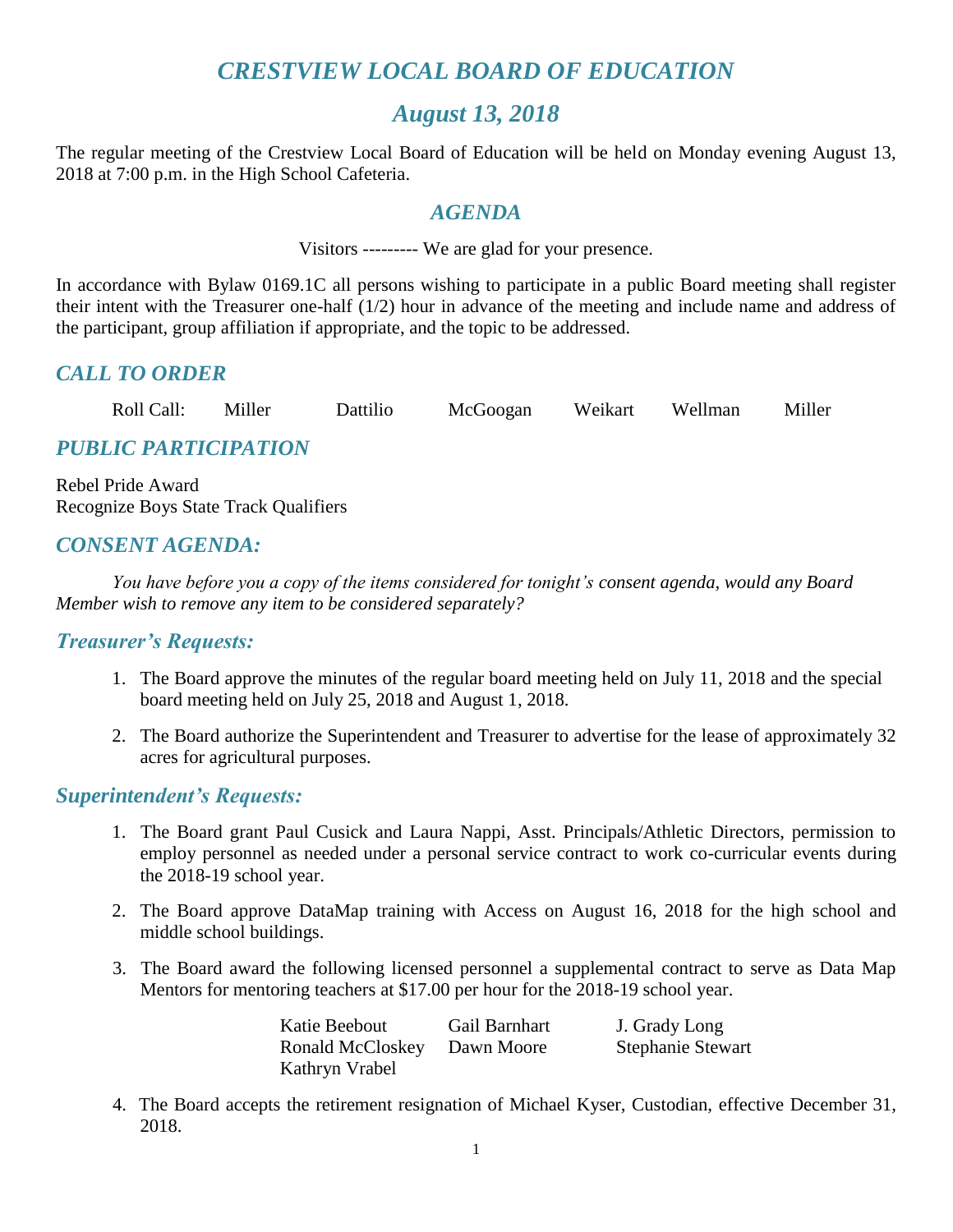# CRESTVIEW LOCAL BOARD OF EDUCATION

## August 13, 2018

The regular meeting of the Crestview Local Board of Education will be held on Monday evening August 13, 2018 at 7:00 p.m. in the High School Cafeteria.

## AGENDA

Visitors --------- We are glad for your presence.

In accordance with Bylaw 0169.1C all persons wishing to participate in a public Board meeting shall register their intent with the Treasurer one-half (1/2) hour in advance of the meeting and include name and address of the participant, group affiliation if appropriate, and the topic to be addressed.

## CALL TO ORDER

Roll Call: Miller Dattilio McGoogan Weikart Wellman Miller

## PUBLIC PARTICIPATION

Rebel Pride Award
Recognize Boys State Track Qualifiers

## CONSENT AGENDA:

*You have before you a copy of the items considered for tonight's consent agenda, would any Board Member wish to remove any item to be considered separately?*

### Treasurer's Requests:

1. The Board approve the minutes of the regular board meeting held on July 11, 2018 and the special board meeting held on July 25, 2018 and August 1, 2018.
2. The Board authorize the Superintendent and Treasurer to advertise for the lease of approximately 32 acres for agricultural purposes.

### Superintendent's Requests:

1. The Board grant Paul Cusick and Laura Nappi, Asst. Principals/Athletic Directors, permission to employ personnel as needed under a personal service contract to work co-curricular events during the 2018-19 school year.
2. The Board approve DataMap training with Access on August 16, 2018 for the high school and middle school buildings.
3. The Board award the following licensed personnel a supplemental contract to serve as Data Map Mentors for mentoring teachers at $17.00 per hour for the 2018-19 school year.

   Katie Beebout, Gail Barnhart, J. Grady Long, Ronald McCloskey, Dawn Moore, Stephanie Stewart, Kathryn Vrabel

4. The Board accepts the retirement resignation of Michael Kyser, Custodian, effective December 31, 2018.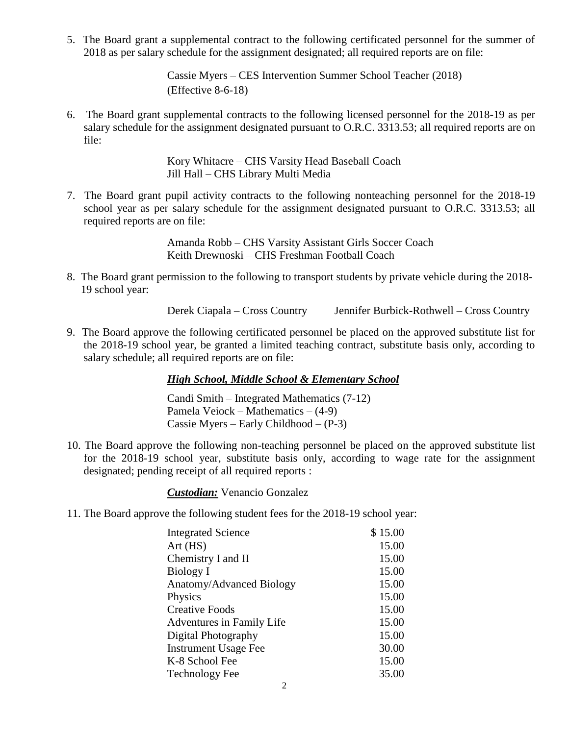5. The Board grant a supplemental contract to the following certificated personnel for the summer of 2018 as per salary schedule for the assignment designated; all required reports are on file:

   Cassie Myers – CES Intervention Summer School Teacher (2018)
   (Effective 8-6-18)

6. The Board grant supplemental contracts to the following licensed personnel for the 2018-19 as per salary schedule for the assignment designated pursuant to O.R.C. 3313.53; all required reports are on file:

   Kory Whitacre – CHS Varsity Head Baseball Coach
   Jill Hall – CHS Library Multi Media

7. The Board grant pupil activity contracts to the following nonteaching personnel for the 2018-19 school year as per salary schedule for the assignment designated pursuant to O.R.C. 3313.53; all required reports are on file:

   Amanda Robb – CHS Varsity Assistant Girls Soccer Coach
   Keith Drewnoski – CHS Freshman Football Coach

8. The Board grant permission to the following to transport students by private vehicle during the 2018-19 school year:

   Derek Ciapala – Cross Country    Jennifer Burbick-Rothwell – Cross Country

9. The Board approve the following certificated personnel be placed on the approved substitute list for the 2018-19 school year, be granted a limited teaching contract, substitute basis only, according to salary schedule; all required reports are on file:

   ***High School, Middle School & Elementary School***

   Candi Smith – Integrated Mathematics (7-12)
   Pamela Veiock – Mathematics – (4-9)
   Cassie Myers – Early Childhood – (P-3)

10. The Board approve the following non-teaching personnel be placed on the approved substitute list for the 2018-19 school year, substitute basis only, according to wage rate for the assignment designated; pending receipt of all required reports :

    ***Custodian:*** Venancio Gonzalez

11. The Board approve the following student fees for the 2018-19 school year:

| | |
|---|---|
| Integrated Science | $ 15.00 |
| Art (HS) | 15.00 |
| Chemistry I and II | 15.00 |
| Biology I | 15.00 |
| Anatomy/Advanced Biology | 15.00 |
| Physics | 15.00 |
| Creative Foods | 15.00 |
| Adventures in Family Life | 15.00 |
| Digital Photography | 15.00 |
| Instrument Usage Fee | 30.00 |
| K-8 School Fee | 15.00 |
| Technology Fee | 35.00 |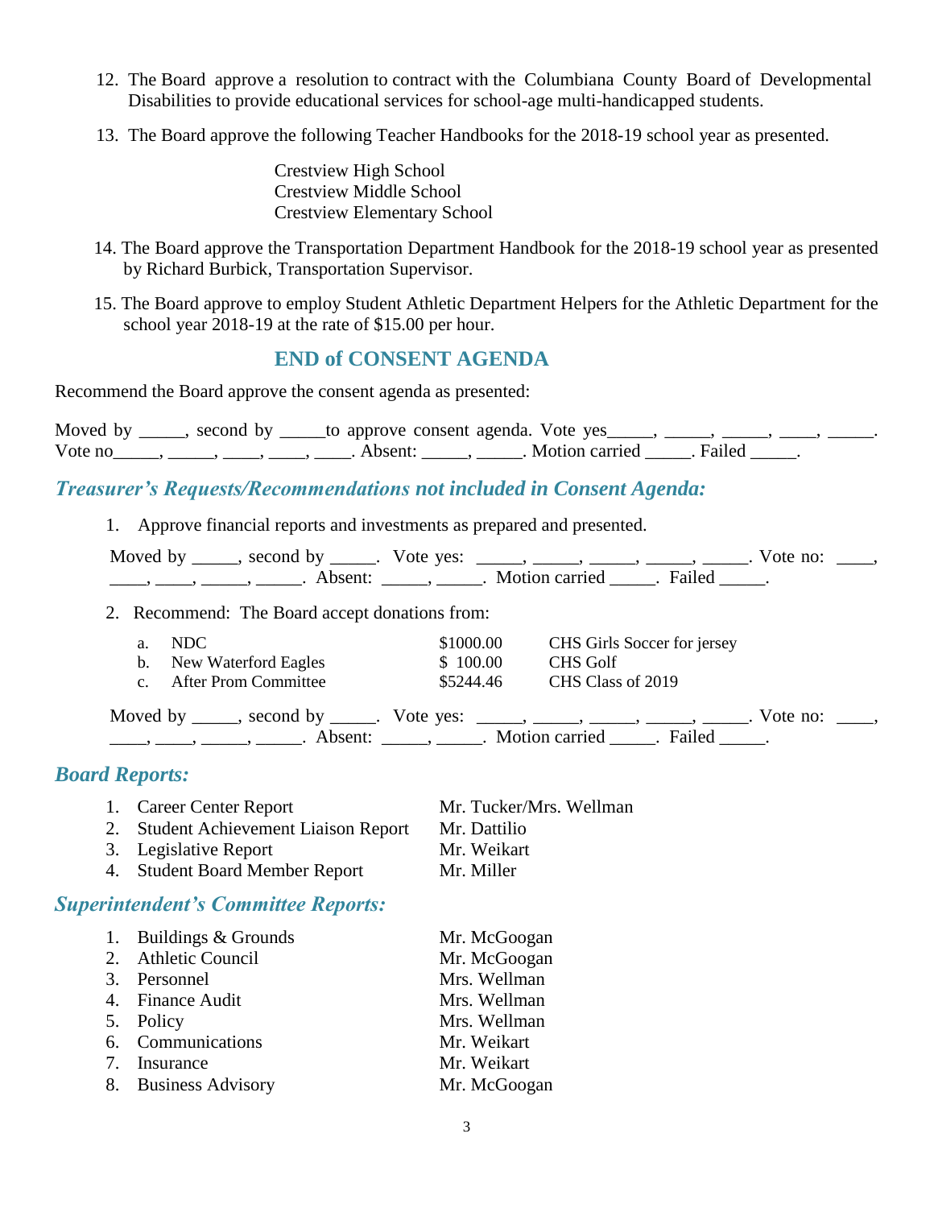12. The Board approve a resolution to contract with the Columbiana County Board of Developmental Disabilities to provide educational services for school-age multi-handicapped students.

13. The Board approve the following Teacher Handbooks for the 2018-19 school year as presented.

    Crestview High School
    Crestview Middle School
    Crestview Elementary School

14. The Board approve the Transportation Department Handbook for the 2018-19 school year as presented by Richard Burbick, Transportation Supervisor.

15. The Board approve to employ Student Athletic Department Helpers for the Athletic Department for the school year 2018-19 at the rate of $15.00 per hour.

## END of CONSENT AGENDA

Recommend the Board approve the consent agenda as presented:

Moved by _____, second by _____to approve consent agenda. Vote yes_____, _____, _____, ____, _____. Vote no_____, _____, ____, ____, ____. Absent: _____, _____. Motion carried _____. Failed _____.

## *Treasurer's Requests/Recommendations not included in Consent Agenda:*

1. Approve financial reports and investments as prepared and presented.

   Moved by _____, second by _____. Vote yes: _____, _____, _____, _____, _____. Vote no: ____, ____, ____, _____, _____. Absent: _____, _____. Motion carried _____. Failed _____.

2. Recommend: The Board accept donations from:

   | | | | |
   |---|---|---|---|
   | a. | NDC | $1000.00 | CHS Girls Soccer for jersey |
   | b. | New Waterford Eagles | $ 100.00 | CHS Golf |
   | c. | After Prom Committee | $5244.46 | CHS Class of 2019 |

   Moved by _____, second by _____. Vote yes: _____, _____, _____, _____, _____. Vote no: ____, ____, ____, _____, _____. Absent: _____, _____. Motion carried _____. Failed _____.

## *Board Reports:*

| | | |
|---|---|---|
| 1. | Career Center Report | Mr. Tucker/Mrs. Wellman |
| 2. | Student Achievement Liaison Report | Mr. Dattilio |
| 3. | Legislative Report | Mr. Weikart |
| 4. | Student Board Member Report | Mr. Miller |

## *Superintendent's Committee Reports:*

| | | |
|---|---|---|
| 1. | Buildings & Grounds | Mr. McGoogan |
| 2. | Athletic Council | Mr. McGoogan |
| 3. | Personnel | Mrs. Wellman |
| 4. | Finance Audit | Mrs. Wellman |
| 5. | Policy | Mrs. Wellman |
| 6. | Communications | Mr. Weikart |
| 7. | Insurance | Mr. Weikart |
| 8. | Business Advisory | Mr. McGoogan |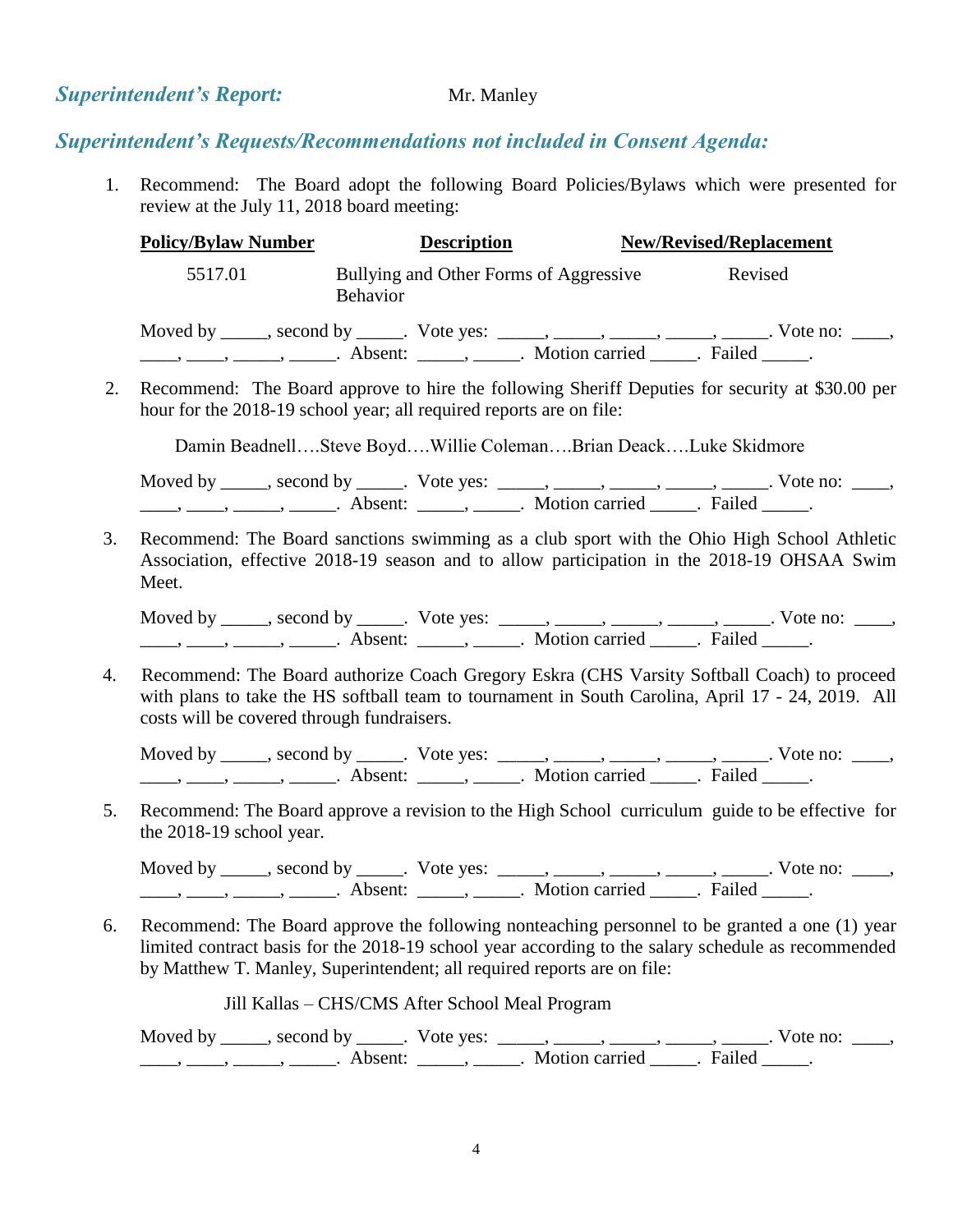## *Superintendent's Report:* Mr. Manley

## *Superintendent's Requests/Recommendations not included in Consent Agenda:*

1. Recommend: The Board adopt the following Board Policies/Bylaws which were presented for review at the July 11, 2018 board meeting:

| Policy/Bylaw Number | Description | New/Revised/Replacement |
|---|---|---|
| 5517.01 | Bullying and Other Forms of Aggressive Behavior | Revised |

   Moved by _____, second by _____. Vote yes: _____, _____, _____, _____, _____. Vote no: ____, ____, ____, _____, _____. Absent: _____, _____. Motion carried _____. Failed _____.

2. Recommend: The Board approve to hire the following Sheriff Deputies for security at $30.00 per hour for the 2018-19 school year; all required reports are on file:

   Damin Beadnell….Steve Boyd….Willie Coleman….Brian Deack….Luke Skidmore

   Moved by _____, second by _____. Vote yes: _____, _____, _____, _____, _____. Vote no: ____, ____, ____, _____, _____. Absent: _____, _____. Motion carried _____. Failed _____.

3. Recommend: The Board sanctions swimming as a club sport with the Ohio High School Athletic Association, effective 2018-19 season and to allow participation in the 2018-19 OHSAA Swim Meet.

   Moved by _____, second by _____. Vote yes: _____, _____, _____, _____, _____. Vote no: ____, ____, ____, _____, _____. Absent: _____, _____. Motion carried _____. Failed _____.

4. Recommend: The Board authorize Coach Gregory Eskra (CHS Varsity Softball Coach) to proceed with plans to take the HS softball team to tournament in South Carolina, April 17 - 24, 2019. All costs will be covered through fundraisers.

   Moved by _____, second by _____. Vote yes: _____, _____, _____, _____, _____. Vote no: ____, ____, ____, _____, _____. Absent: _____, _____. Motion carried _____. Failed _____.

5. Recommend: The Board approve a revision to the High School curriculum guide to be effective for the 2018-19 school year.

   Moved by _____, second by _____. Vote yes: _____, _____, _____, _____, _____. Vote no: ____, ____, ____, _____, _____. Absent: _____, _____. Motion carried _____. Failed _____.

6. Recommend: The Board approve the following nonteaching personnel to be granted a one (1) year limited contract basis for the 2018-19 school year according to the salary schedule as recommended by Matthew T. Manley, Superintendent; all required reports are on file:

   Jill Kallas – CHS/CMS After School Meal Program

   Moved by _____, second by _____. Vote yes: _____, _____, _____, _____, _____. Vote no: ____, ____, ____, _____, _____. Absent: _____, _____. Motion carried _____. Failed _____.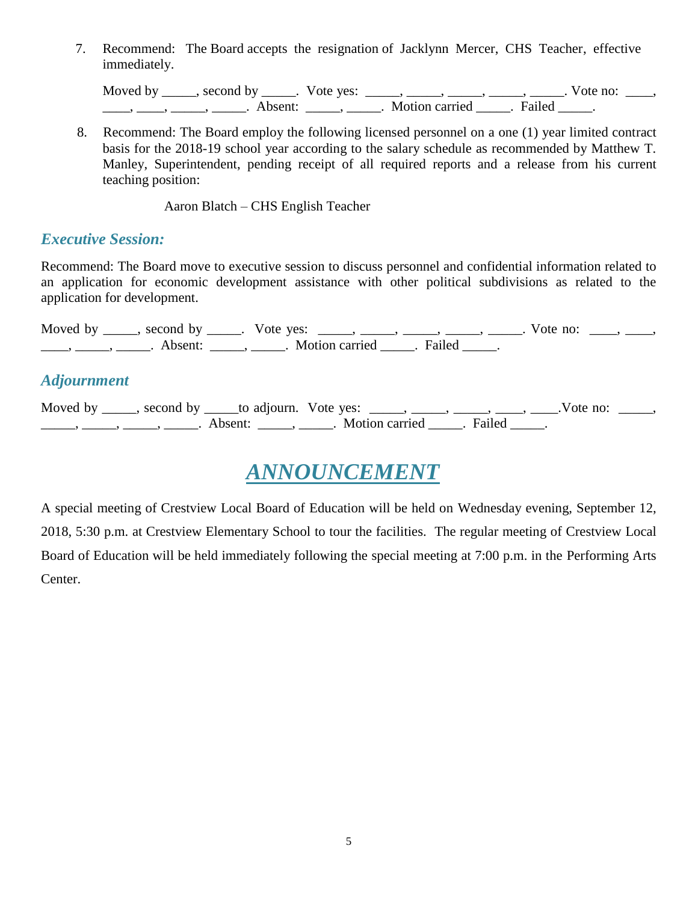7. Recommend: The Board accepts the resignation of Jacklynn Mercer, CHS Teacher, effective immediately.

   Moved by _____, second by _____. Vote yes: _____, _____, _____, _____, _____. Vote no: ____, ____, ____, _____, _____. Absent: _____, _____. Motion carried _____. Failed _____.

8. Recommend: The Board employ the following licensed personnel on a one (1) year limited contract basis for the 2018-19 school year according to the salary schedule as recommended by Matthew T. Manley, Superintendent, pending receipt of all required reports and a release from his current teaching position:

   Aaron Blatch – CHS English Teacher

### *Executive Session:*

Recommend: The Board move to executive session to discuss personnel and confidential information related to an application for economic development assistance with other political subdivisions as related to the application for development.

Moved by _____, second by _____. Vote yes: _____, _____, _____, _____, _____. Vote no: ____, ____, ____, _____, _____. Absent: _____, _____. Motion carried _____. Failed _____.

### *Adjournment*

Moved by _____, second by _____to adjourn. Vote yes: _____, _____, _____, ____, ____.Vote no: _____, _____, _____, _____, _____. Absent: _____, _____. Motion carried _____. Failed _____.

# ***ANNOUNCEMENT***

A special meeting of Crestview Local Board of Education will be held on Wednesday evening, September 12, 2018, 5:30 p.m. at Crestview Elementary School to tour the facilities. The regular meeting of Crestview Local Board of Education will be held immediately following the special meeting at 7:00 p.m. in the Performing Arts Center.